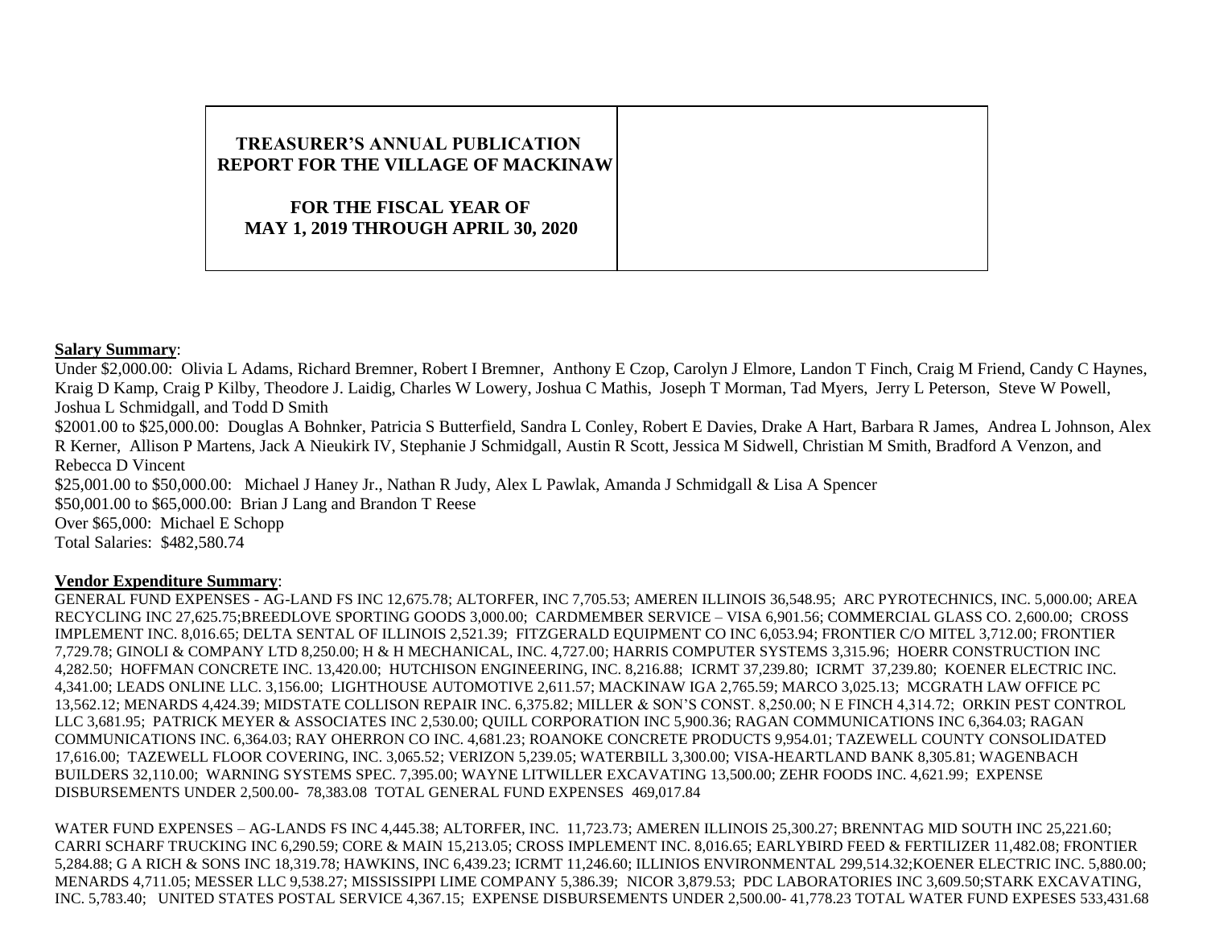**TREASURER'S ANNUAL PUBLICATION REPORT FOR THE VILLAGE OF MACKINAW**

**FOR THE FISCAL YEAR OF MAY 1, 2019 THROUGH APRIL 30, 2020**

**Salary Summary**:

Under $2,000.00: Olivia L Adams, Richard Bremner, Robert I Bremner, Anthony E Czop, Carolyn J Elmore, Landon T Finch, Craig M Friend, Candy C Haynes, Kraig D Kamp, Craig P Kilby, Theodore J. Laidig, Charles W Lowery, Joshua C Mathis, Joseph T Morman, Tad Myers, Jerry L Peterson, Steve W Powell, Joshua L Schmidgall, and Todd D Smith

$2001.00 to $25,000.00: Douglas A Bohnker, Patricia S Butterfield, Sandra L Conley, Robert E Davies, Drake A Hart, Barbara R James, Andrea L Johnson, Alex R Kerner, Allison P Martens, Jack A Nieukirk IV, Stephanie J Schmidgall, Austin R Scott, Jessica M Sidwell, Christian M Smith, Bradford A Venzon, and Rebecca D Vincent

$25,001.00 to $50,000.00: Michael J Haney Jr., Nathan R Judy, Alex L Pawlak, Amanda J Schmidgall & Lisa A Spencer

$50,001.00 to $65,000.00: Brian J Lang and Brandon T Reese

Over $65,000: Michael E Schopp

Total Salaries: $482,580.74

**Vendor Expenditure Summary**:

GENERAL FUND EXPENSES - AG-LAND FS INC 12,675.78; ALTORFER, INC 7,705.53; AMEREN ILLINOIS 36,548.95; ARC PYROTECHNICS, INC. 5,000.00; AREA RECYCLING INC 27,625.75;BREEDLOVE SPORTING GOODS 3,000.00; CARDMEMBER SERVICE – VISA 6,901.56; COMMERCIAL GLASS CO. 2,600.00; CROSS IMPLEMENT INC. 8,016.65; DELTA SENTAL OF ILLINOIS 2,521.39; FITZGERALD EQUIPMENT CO INC 6,053.94; FRONTIER C/O MITEL 3,712.00; FRONTIER 7,729.78; GINOLI & COMPANY LTD 8,250.00; H & H MECHANICAL, INC. 4,727.00; HARRIS COMPUTER SYSTEMS 3,315.96; HOERR CONSTRUCTION INC 4,282.50; HOFFMAN CONCRETE INC. 13,420.00; HUTCHISON ENGINEERING, INC. 8,216.88; ICRMT 37,239.80; ICRMT 37,239.80; KOENER ELECTRIC INC. 4,341.00; LEADS ONLINE LLC. 3,156.00; LIGHTHOUSE AUTOMOTIVE 2,611.57; MACKINAW IGA 2,765.59; MARCO 3,025.13; MCGRATH LAW OFFICE PC 13,562.12; MENARDS 4,424.39; MIDSTATE COLLISON REPAIR INC. 6,375.82; MILLER & SON'S CONST. 8,250.00; N E FINCH 4,314.72; ORKIN PEST CONTROL LLC 3,681.95; PATRICK MEYER & ASSOCIATES INC 2,530.00; QUILL CORPORATION INC 5,900.36; RAGAN COMMUNICATIONS INC 6,364.03; RAGAN COMMUNICATIONS INC. 6,364.03; RAY OHERRON CO INC. 4,681.23; ROANOKE CONCRETE PRODUCTS 9,954.01; TAZEWELL COUNTY CONSOLIDATED 17,616.00; TAZEWELL FLOOR COVERING, INC. 3,065.52; VERIZON 5,239.05; WATERBILL 3,300.00; VISA-HEARTLAND BANK 8,305.81; WAGENBACH BUILDERS 32,110.00; WARNING SYSTEMS SPEC. 7,395.00; WAYNE LITWILLER EXCAVATING 13,500.00; ZEHR FOODS INC. 4,621.99; EXPENSE DISBURSEMENTS UNDER 2,500.00- 78,383.08 TOTAL GENERAL FUND EXPENSES 469,017.84

WATER FUND EXPENSES – AG-LANDS FS INC 4,445.38; ALTORFER, INC. 11,723.73; AMEREN ILLINOIS 25,300.27; BRENNTAG MID SOUTH INC 25,221.60; CARRI SCHARF TRUCKING INC 6,290.59; CORE & MAIN 15,213.05; CROSS IMPLEMENT INC. 8,016.65; EARLYBIRD FEED & FERTILIZER 11,482.08; FRONTIER 5,284.88; G A RICH & SONS INC 18,319.78; HAWKINS, INC 6,439.23; ICRMT 11,246.60; ILLINIOS ENVIRONMENTAL 299,514.32;KOENER ELECTRIC INC. 5,880.00; MENARDS 4,711.05; MESSER LLC 9,538.27; MISSISSIPPI LIME COMPANY 5,386.39; NICOR 3,879.53; PDC LABORATORIES INC 3,609.50;STARK EXCAVATING, INC. 5,783.40; UNITED STATES POSTAL SERVICE 4,367.15; EXPENSE DISBURSEMENTS UNDER 2,500.00- 41,778.23 TOTAL WATER FUND EXPESES 533,431.68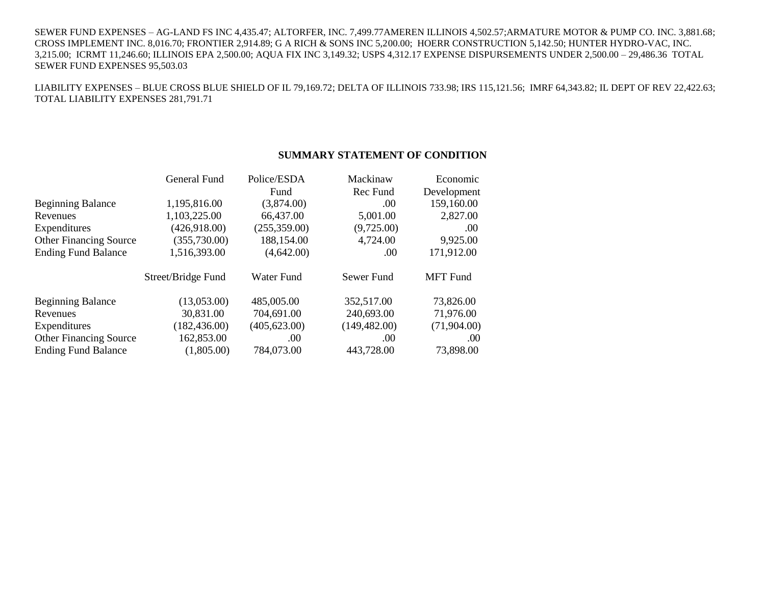SEWER FUND EXPENSES – AG-LAND FS INC 4,435.47; ALTORFER, INC. 7,499.77AMEREN ILLINOIS 4,502.57;ARMATURE MOTOR & PUMP CO. INC. 3,881.68; CROSS IMPLEMENT INC. 8,016.70; FRONTIER 2,914.89; G A RICH & SONS INC 5,200.00; HOERR CONSTRUCTION 5,142.50; HUNTER HYDRO-VAC, INC. 3,215.00; ICRMT 11,246.60; ILLINOIS EPA 2,500.00; AQUA FIX INC 3,149.32; USPS 4,312.17 EXPENSE DISPURSEMENTS UNDER 2,500.00 – 29,486.36 TOTAL SEWER FUND EXPENSES 95,503.03

LIABILITY EXPENSES – BLUE CROSS BLUE SHIELD OF IL 79,169.72; DELTA OF ILLINOIS 733.98; IRS 115,121.56; IMRF 64,343.82; IL DEPT OF REV 22,422.63; TOTAL LIABILITY EXPENSES 281,791.71

**SUMMARY STATEMENT OF CONDITION**

| | General Fund | Police/ESDA Fund | Mackinaw Rec Fund | Economic Development |
|---|---|---|---|---|
| Beginning Balance | 1,195,816.00 | (3,874.00) | .00 | 159,160.00 |
| Revenues | 1,103,225.00 | 66,437.00 | 5,001.00 | 2,827.00 |
| Expenditures | (426,918.00) | (255,359.00) | (9,725.00) | .00 |
| Other Financing Source | (355,730.00) | 188,154.00 | 4,724.00 | 9,925.00 |
| Ending Fund Balance | 1,516,393.00 | (4,642.00) | .00 | 171,912.00 |

| | Street/Bridge Fund | Water Fund | Sewer Fund | MFT Fund |
|---|---|---|---|---|
| Beginning Balance | (13,053.00) | 485,005.00 | 352,517.00 | 73,826.00 |
| Revenues | 30,831.00 | 704,691.00 | 240,693.00 | 71,976.00 |
| Expenditures | (182,436.00) | (405,623.00) | (149,482.00) | (71,904.00) |
| Other Financing Source | 162,853.00 | .00 | .00 | .00 |
| Ending Fund Balance | (1,805.00) | 784,073.00 | 443,728.00 | 73,898.00 |